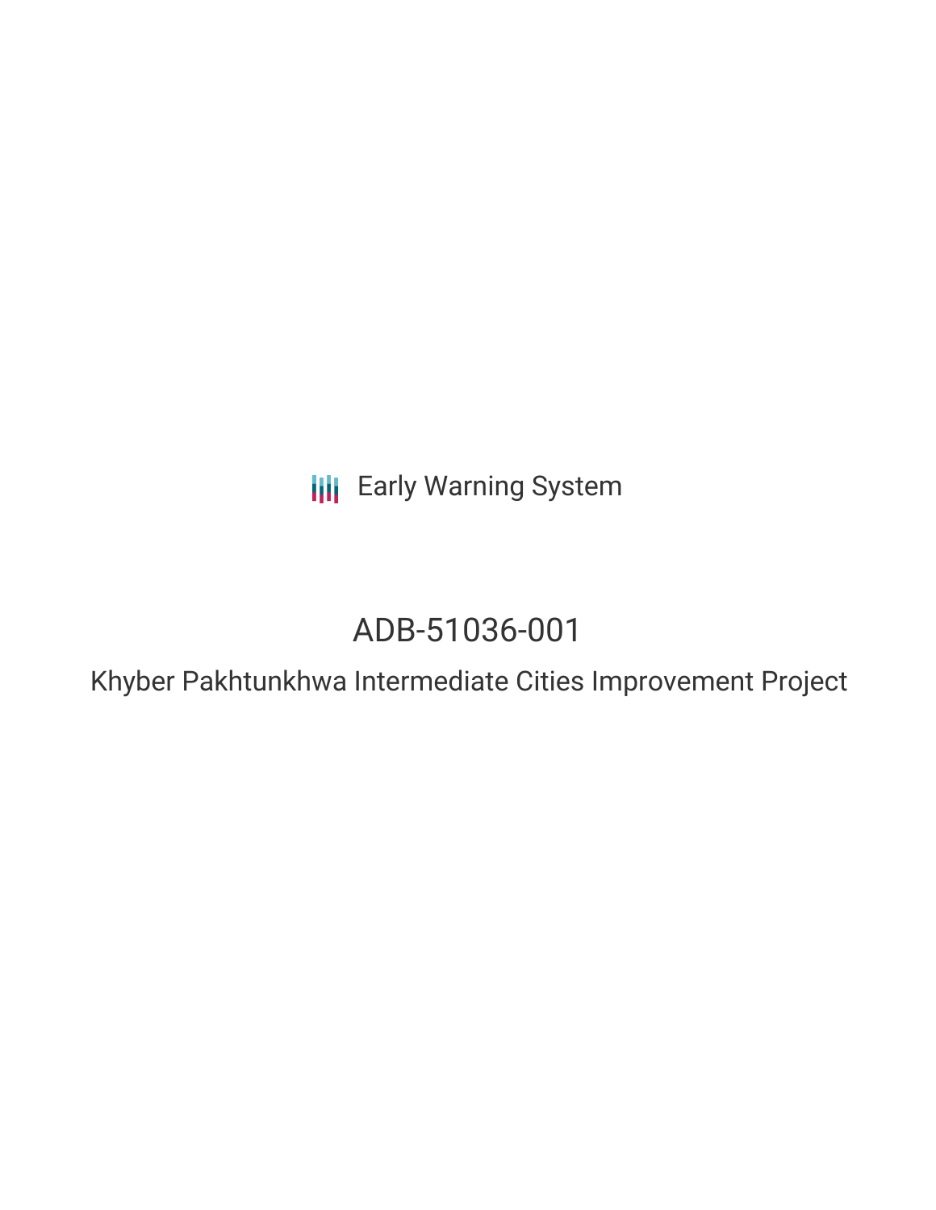Early Warning System

# ADB-51036-001

## Khyber Pakhtunkhwa Intermediate Cities Improvement Project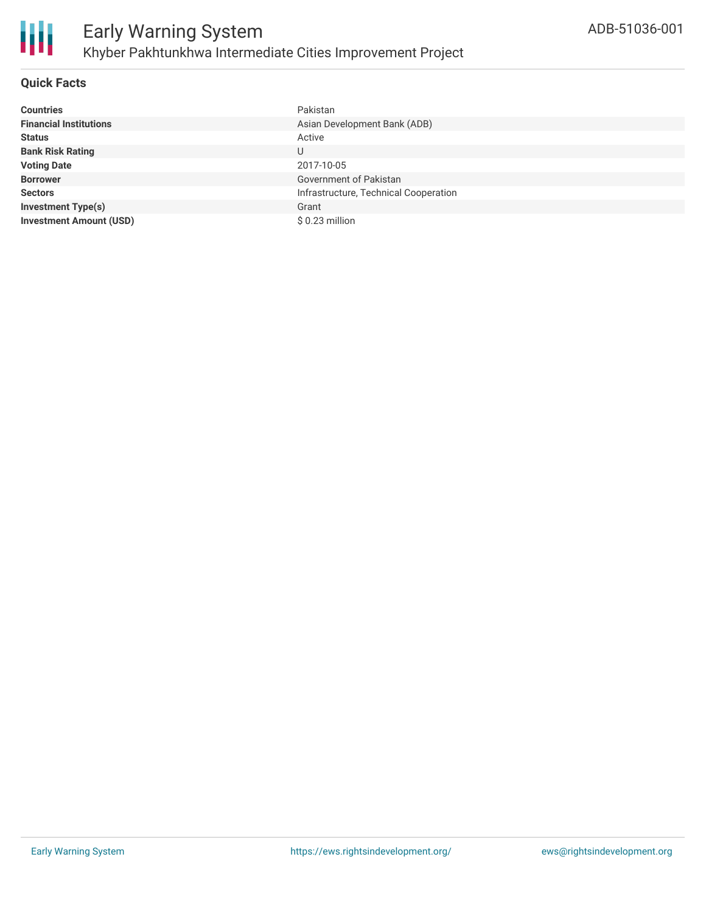# Early Warning System

## Khyber Pakhtunkhwa Intermediate Cities Improvement Project

ADB-51036-001

### Quick Facts

| | |
|---|---|
| **Countries** | Pakistan |
| **Financial Institutions** | Asian Development Bank (ADB) |
| **Status** | Active |
| **Bank Risk Rating** | U |
| **Voting Date** | 2017-10-05 |
| **Borrower** | Government of Pakistan |
| **Sectors** | Infrastructure, Technical Cooperation |
| **Investment Type(s)** | Grant |
| **Investment Amount (USD)** | $ 0.23 million |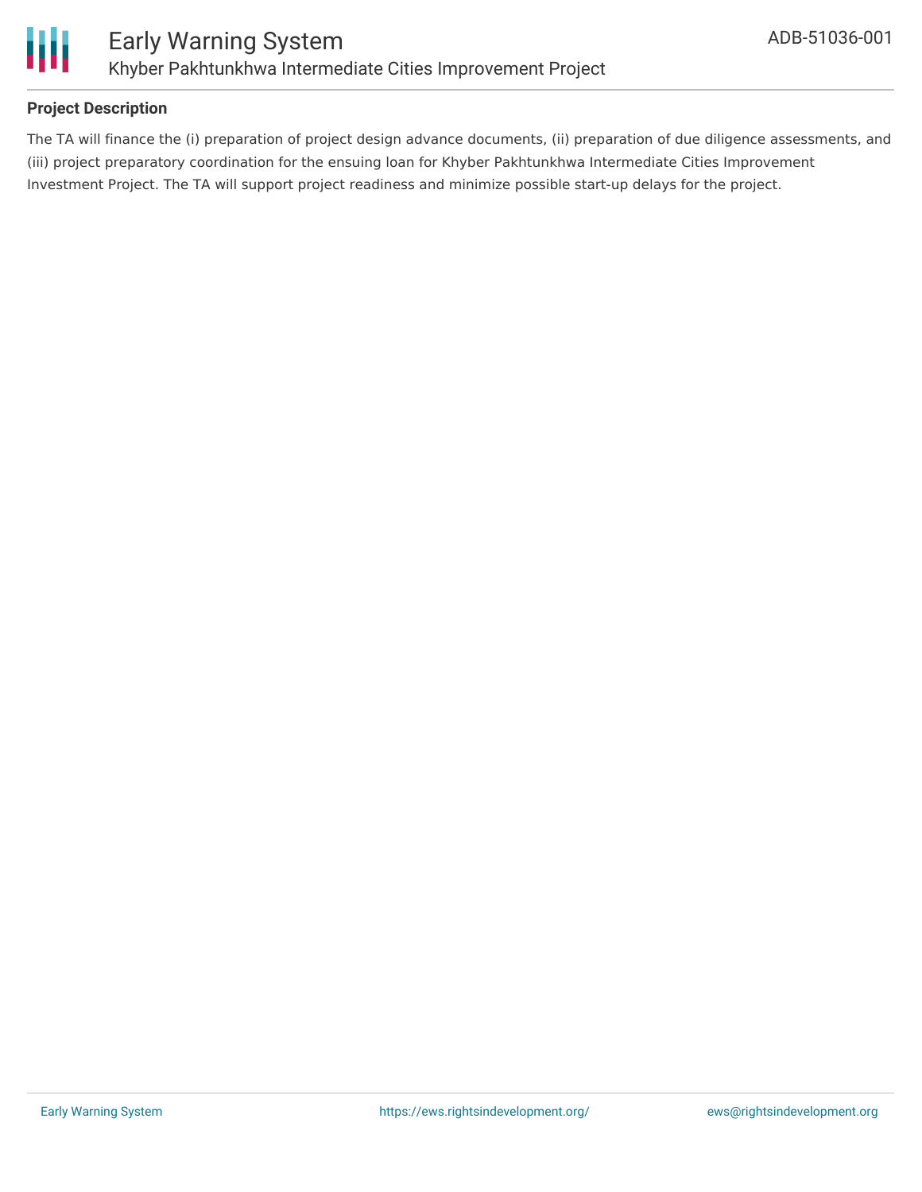## Project Description

The TA will finance the (i) preparation of project design advance documents, (ii) preparation of due diligence assessments, and (iii) project preparatory coordination for the ensuing loan for Khyber Pakhtunkhwa Intermediate Cities Improvement Investment Project. The TA will support project readiness and minimize possible start-up delays for the project.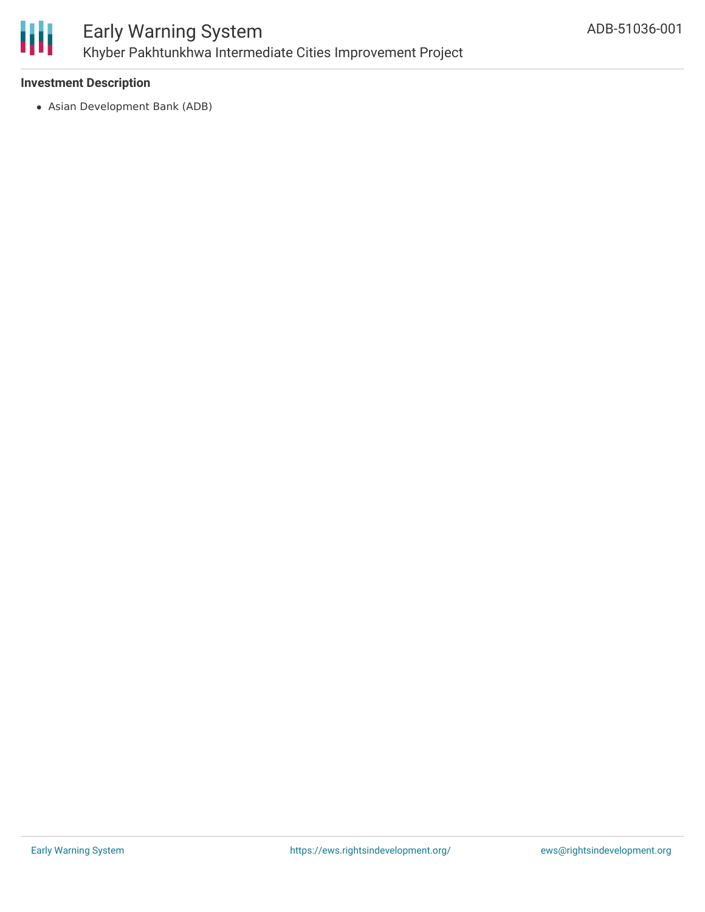### Investment Description

- Asian Development Bank (ADB)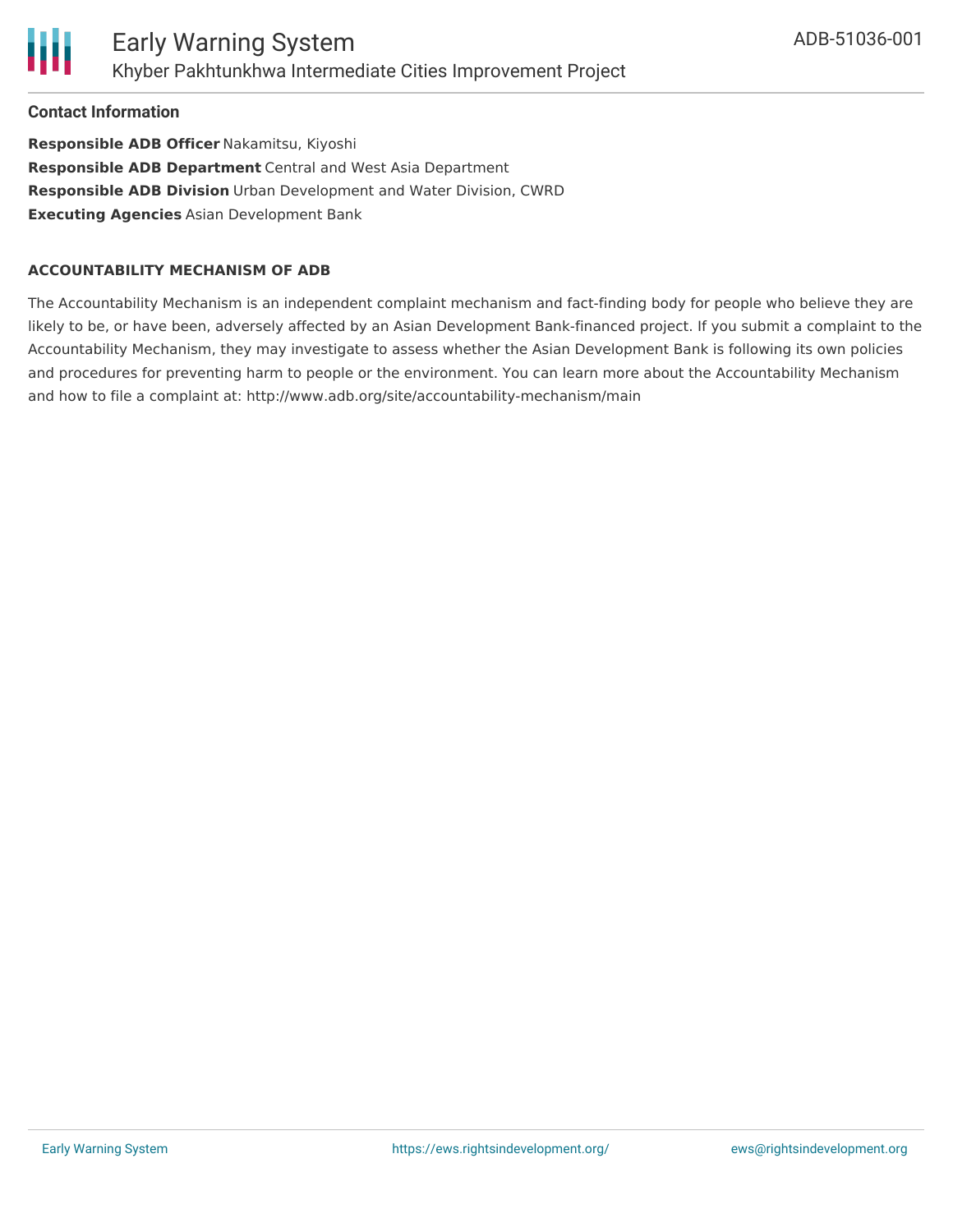## Contact Information

**Responsible ADB Officer** Nakamitsu, Kiyoshi
**Responsible ADB Department** Central and West Asia Department
**Responsible ADB Division** Urban Development and Water Division, CWRD
**Executing Agencies** Asian Development Bank

### ACCOUNTABILITY MECHANISM OF ADB

The Accountability Mechanism is an independent complaint mechanism and fact-finding body for people who believe they are likely to be, or have been, adversely affected by an Asian Development Bank-financed project. If you submit a complaint to the Accountability Mechanism, they may investigate to assess whether the Asian Development Bank is following its own policies and procedures for preventing harm to people or the environment. You can learn more about the Accountability Mechanism and how to file a complaint at: http://www.adb.org/site/accountability-mechanism/main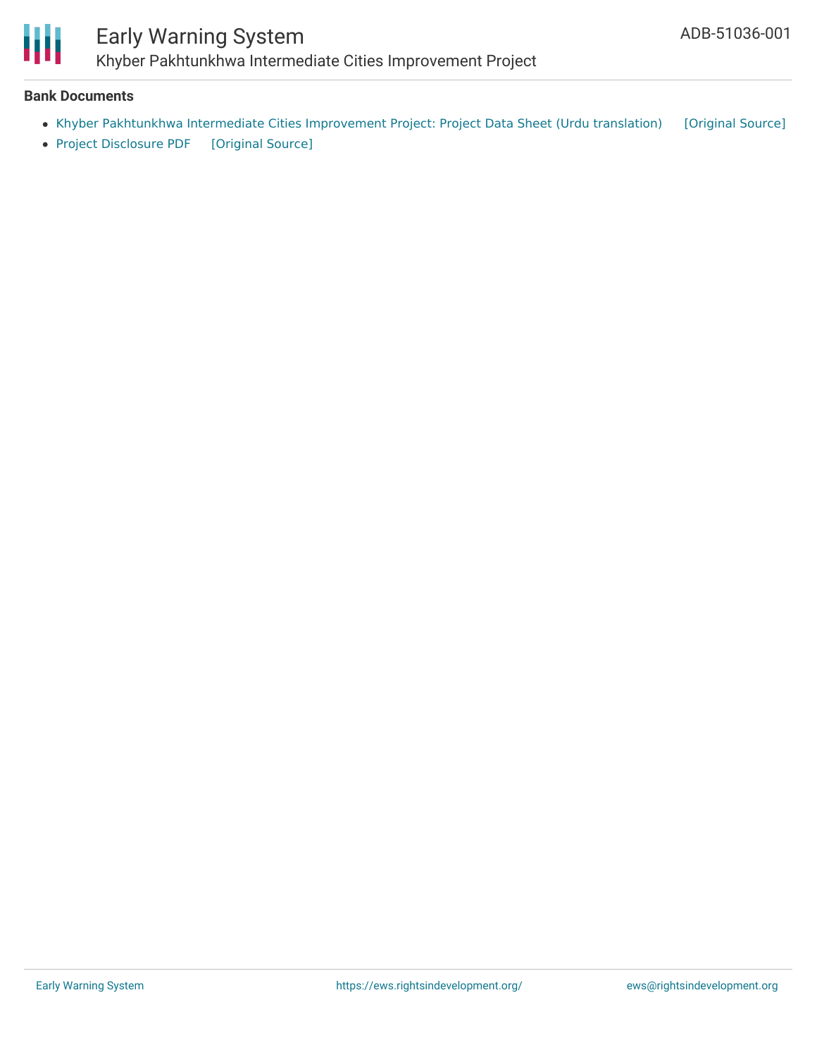**Bank Documents**

- Khyber Pakhtunkhwa Intermediate Cities Improvement Project: Project Data Sheet (Urdu translation) [Original Source]
- Project Disclosure PDF [Original Source]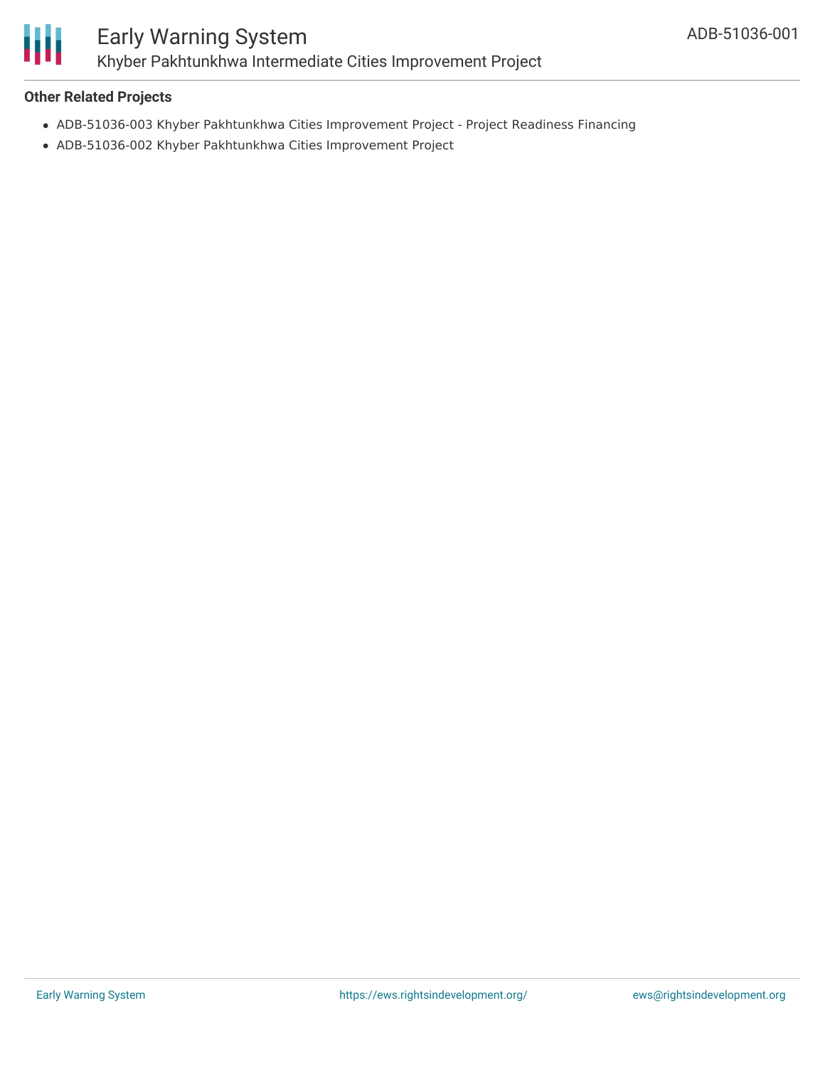### Other Related Projects

- ADB-51036-003 Khyber Pakhtunkhwa Cities Improvement Project - Project Readiness Financing
- ADB-51036-002 Khyber Pakhtunkhwa Cities Improvement Project